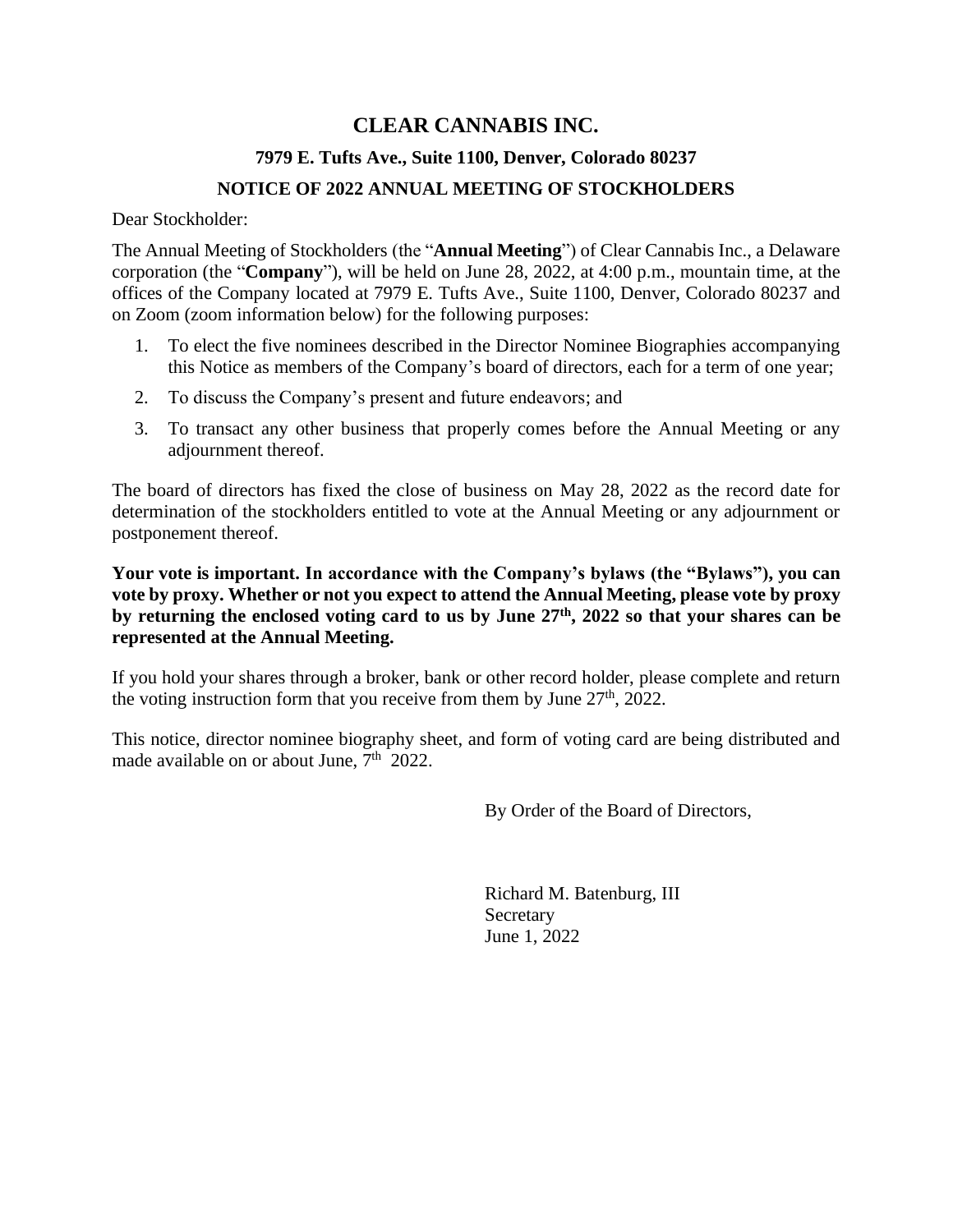# CLEAR CANNABIS INC.

## 7979 E. Tufts Ave., Suite 1100, Denver, Colorado 80237

## NOTICE OF 2022 ANNUAL MEETING OF STOCKHOLDERS

Dear Stockholder:

The Annual Meeting of Stockholders (the "**Annual Meeting**") of Clear Cannabis Inc., a Delaware corporation (the "**Company**"), will be held on June 28, 2022, at 4:00 p.m., mountain time, at the offices of the Company located at 7979 E. Tufts Ave., Suite 1100, Denver, Colorado 80237 and on Zoom (zoom information below) for the following purposes:

1. To elect the five nominees described in the Director Nominee Biographies accompanying this Notice as members of the Company's board of directors, each for a term of one year;
2. To discuss the Company's present and future endeavors; and
3. To transact any other business that properly comes before the Annual Meeting or any adjournment thereof.

The board of directors has fixed the close of business on May 28, 2022 as the record date for determination of the stockholders entitled to vote at the Annual Meeting or any adjournment or postponement thereof.

**Your vote is important. In accordance with the Company's bylaws (the "Bylaws"), you can vote by proxy. Whether or not you expect to attend the Annual Meeting, please vote by proxy by returning the enclosed voting card to us by June 27th, 2022 so that your shares can be represented at the Annual Meeting.**

If you hold your shares through a broker, bank or other record holder, please complete and return the voting instruction form that you receive from them by June 27th, 2022.

This notice, director nominee biography sheet, and form of voting card are being distributed and made available on or about June, 7th 2022.

By Order of the Board of Directors,

Richard M. Batenburg, III  
Secretary  
June 1, 2022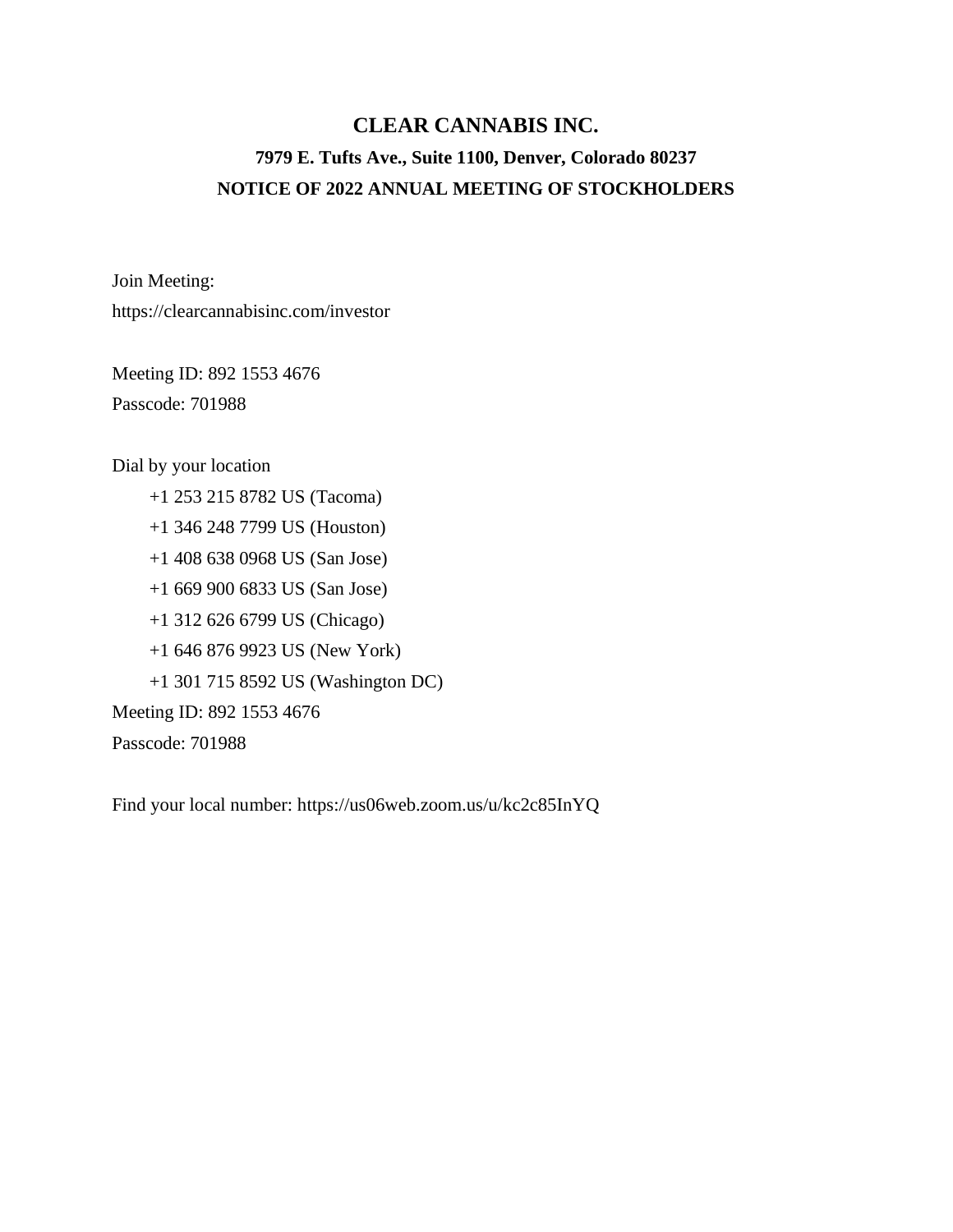# CLEAR CANNABIS INC.

## 7979 E. Tufts Ave., Suite 1100, Denver, Colorado 80237

## NOTICE OF 2022 ANNUAL MEETING OF STOCKHOLDERS

Join Meeting:
https://clearcannabisinc.com/investor

Meeting ID: 892 1553 4676
Passcode: 701988

Dial by your location

- +1 253 215 8782 US (Tacoma)
- +1 346 248 7799 US (Houston)
- +1 408 638 0968 US (San Jose)
- +1 669 900 6833 US (San Jose)
- +1 312 626 6799 US (Chicago)
- +1 646 876 9923 US (New York)
- +1 301 715 8592 US (Washington DC)

Meeting ID: 892 1553 4676
Passcode: 701988

Find your local number: https://us06web.zoom.us/u/kc2c85InYQ